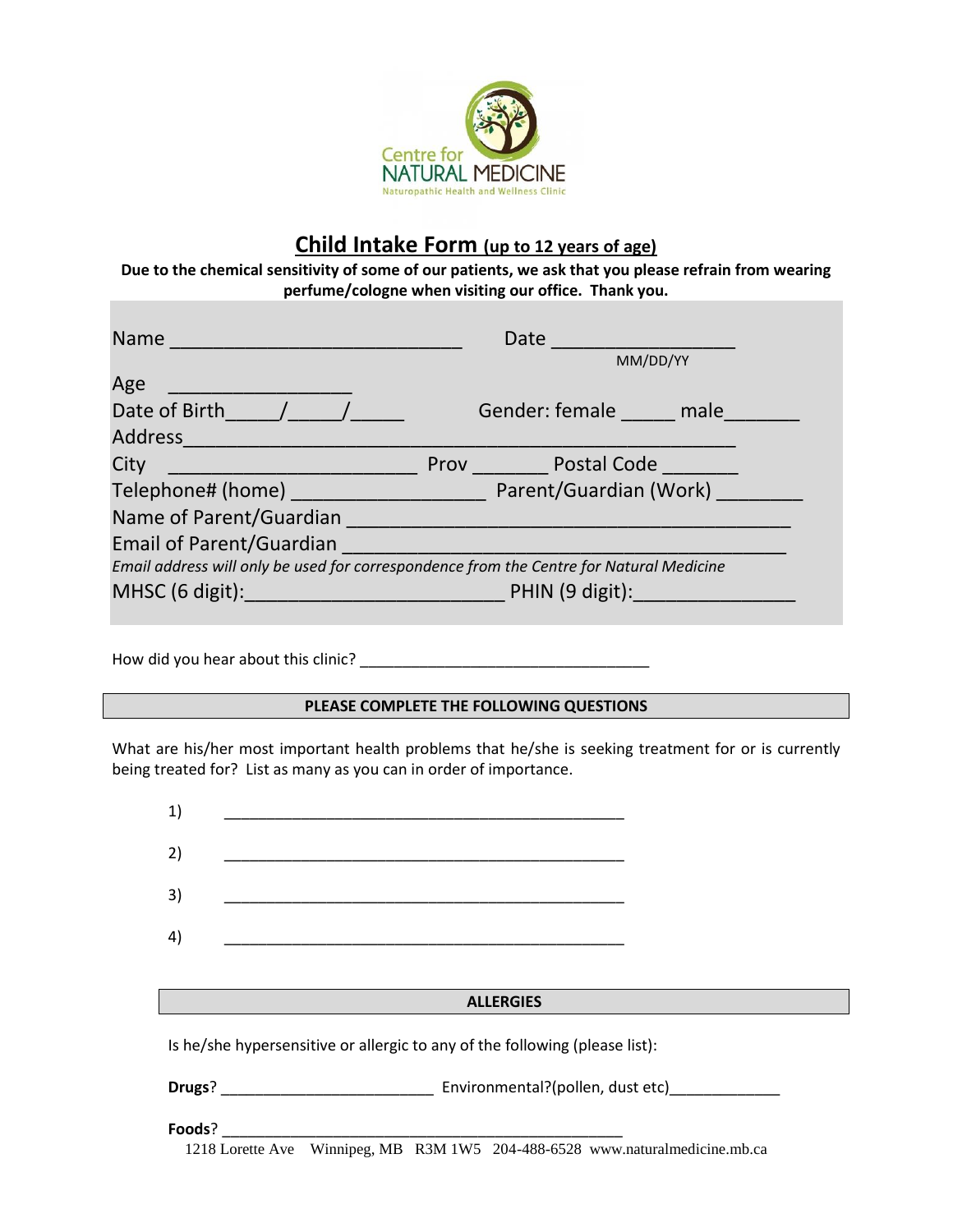Centre for
NATURAL MEDICINE
Naturopathic Health and Wellness Clinic

# Child Intake Form (up to 12 years of age)

**Due to the chemical sensitivity of some of our patients, we ask that you please refrain from wearing perfume/cologne when visiting our office. Thank you.**

Name ___________________________ Date _________________
MM/DD/YY

Age _________________

Date of Birth_____/_____/_____ Gender: female _____ male_______

Address___________________________________________________

City _______________________ Prov _______ Postal Code _______

Telephone# (home) __________________ Parent/Guardian (Work) ________

Name of Parent/Guardian _________________________________________

Email of Parent/Guardian _________________________________________

*Email address will only be used for correspondence from the Centre for Natural Medicine*

MHSC (6 digit):________________________ PHIN (9 digit):_______________

How did you hear about this clinic? __________________________________

**PLEASE COMPLETE THE FOLLOWING QUESTIONS**

What are his/her most important health problems that he/she is seeking treatment for or is currently being treated for? List as many as you can in order of importance.

1) ______________________________________________

2) ______________________________________________

3) ______________________________________________

4) ______________________________________________

**ALLERGIES**

Is he/she hypersensitive or allergic to any of the following (please list):

**Drugs**? _________________________ Environmental?(pollen, dust etc)_____________

**Foods**? ______________________________________________

1218 Lorette Ave Winnipeg, MB R3M 1W5 204-488-6528 www.naturalmedicine.mb.ca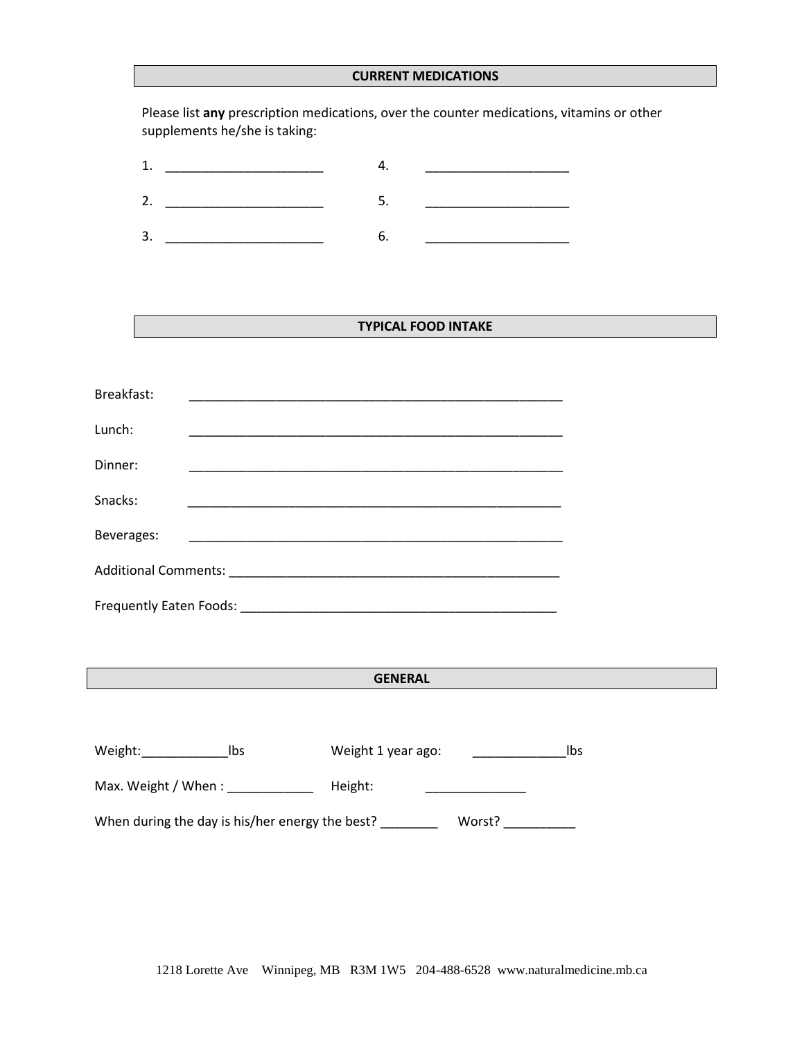## CURRENT MEDICATIONS

Please list **any** prescription medications, over the counter medications, vitamins or other supplements he/she is taking:

1. ______________________ 4. ____________________

2. ______________________ 5. ____________________

3. ______________________ 6. ____________________

## TYPICAL FOOD INTAKE

Breakfast: ______________________________________________________

Lunch: ______________________________________________________

Dinner: ______________________________________________________

Snacks: ______________________________________________________

Beverages: ______________________________________________________

Additional Comments: ________________________________________________

Frequently Eaten Foods: ______________________________________________

## GENERAL

Weight:____________lbs Weight 1 year ago: _____________lbs

Max. Weight / When : ____________ Height: ______________

When during the day is his/her energy the best? ________ Worst? __________

1218 Lorette Ave Winnipeg, MB R3M 1W5 204-488-6528 www.naturalmedicine.mb.ca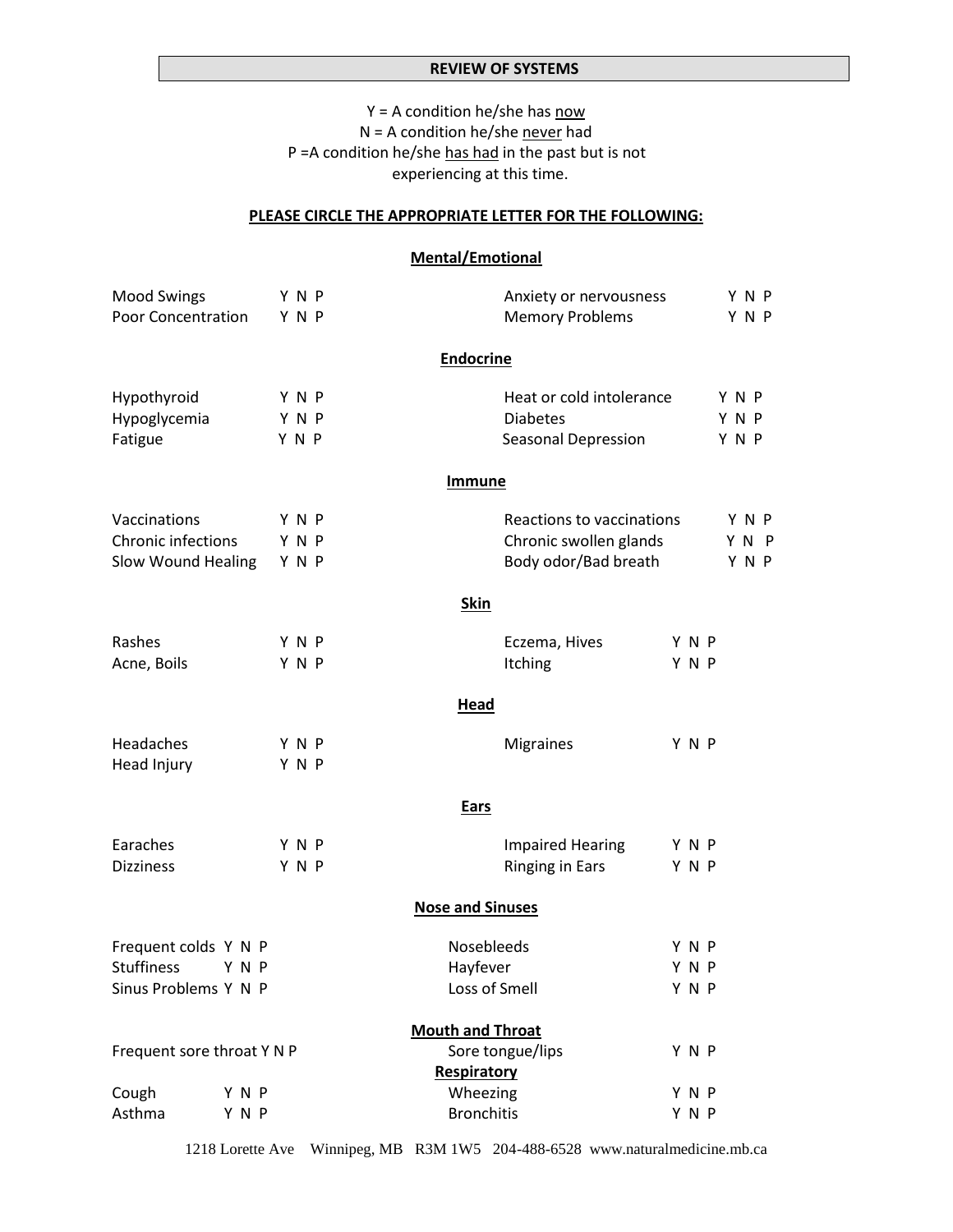## REVIEW OF SYSTEMS

Y = A condition he/she has <u>now</u>
N = A condition he/she <u>never</u> had
P =A condition he/she <u>has had</u> in the past but is not experiencing at this time.

**PLEASE CIRCLE THE APPROPRIATE LETTER FOR THE FOLLOWING:**

### Mental/Emotional

| | | | |
|---|---|---|---|
| Mood Swings | Y N P | Anxiety or nervousness | Y N P |
| Poor Concentration | Y N P | Memory Problems | Y N P |

### Endocrine

| | | | |
|---|---|---|---|
| Hypothyroid | Y N P | Heat or cold intolerance | Y N P |
| Hypoglycemia | Y N P | Diabetes | Y N P |
| Fatigue | Y N P | Seasonal Depression | Y N P |

### Immune

| | | | |
|---|---|---|---|
| Vaccinations | Y N P | Reactions to vaccinations | Y N P |
| Chronic infections | Y N P | Chronic swollen glands | Y N P |
| Slow Wound Healing | Y N P | Body odor/Bad breath | Y N P |

### Skin

| | | | |
|---|---|---|---|
| Rashes | Y N P | Eczema, Hives | Y N P |
| Acne, Boils | Y N P | Itching | Y N P |

### Head

| | | | |
|---|---|---|---|
| Headaches | Y N P | Migraines | Y N P |
| Head Injury | Y N P | | |

### Ears

| | | | |
|---|---|---|---|
| Earaches | Y N P | Impaired Hearing | Y N P |
| Dizziness | Y N P | Ringing in Ears | Y N P |

### Nose and Sinuses

| | | | |
|---|---|---|---|
| Frequent colds | Y N P | Nosebleeds | Y N P |
| Stuffiness | Y N P | Hayfever | Y N P |
| Sinus Problems | Y N P | Loss of Smell | Y N P |

### Mouth and Throat

| | | | |
|---|---|---|---|
| Frequent sore throat | Y N P | Sore tongue/lips | Y N P |

### Respiratory

| | | | |
|---|---|---|---|
| Cough | Y N P | Wheezing | Y N P |
| Asthma | Y N P | Bronchitis | Y N P |

1218 Lorette Ave Winnipeg, MB R3M 1W5 204-488-6528 www.naturalmedicine.mb.ca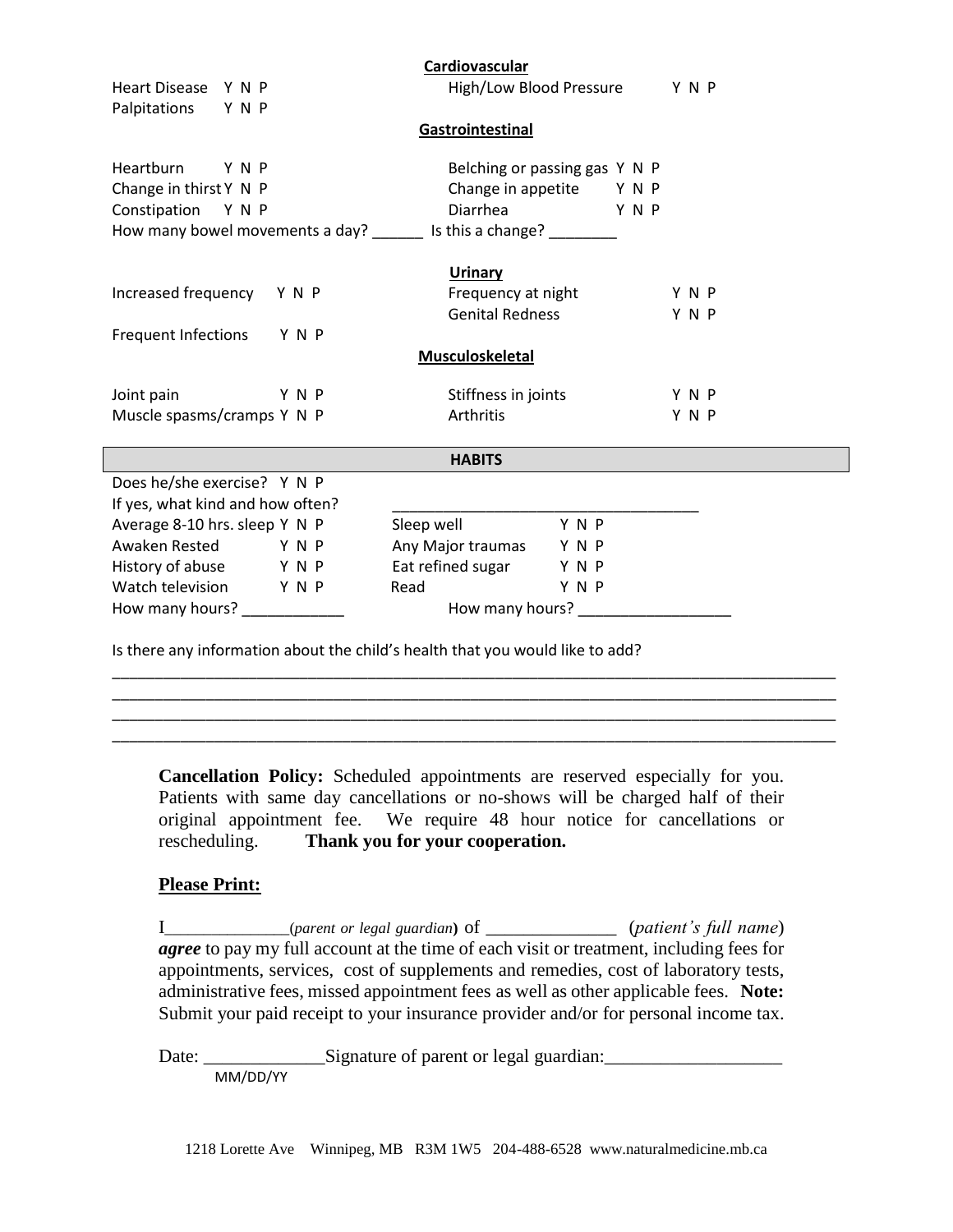**Cardiovascular**

| | | | |
|---|---|---|---|
| Heart Disease | Y N P | High/Low Blood Pressure | Y N P |
| Palpitations | Y N P | | |

**Gastrointestinal**

| | | | |
|---|---|---|---|
| Heartburn | Y N P | Belching or passing gas | Y N P |
| Change in thirst | Y N P | Change in appetite | Y N P |
| Constipation | Y N P | Diarrhea | Y N P |

How many bowel movements a day? ______ Is this a change? ________

**Urinary**

| | | | |
|---|---|---|---|
| Increased frequency | Y N P | Frequency at night | Y N P |
| | | Genital Redness | Y N P |
| Frequent Infections | Y N P | | |

**Musculoskeletal**

| | | | |
|---|---|---|---|
| Joint pain | Y N P | Stiffness in joints | Y N P |
| Muscle spasms/cramps | Y N P | Arthritis | Y N P |

**HABITS**

Does he/she exercise? Y N P

If yes, what kind and how often? ___________________________________

| | | | |
|---|---|---|---|
| Average 8-10 hrs. sleep | Y N P | Sleep well | Y N P |
| Awaken Rested | Y N P | Any Major traumas | Y N P |
| History of abuse | Y N P | Eat refined sugar | Y N P |
| Watch television | Y N P | Read | Y N P |
| How many hours? ____________ | | How many hours? __________________ | |

Is there any information about the child's health that you would like to add?

_____________________________________________________________________________________

_____________________________________________________________________________________

_____________________________________________________________________________________

_____________________________________________________________________________________

**Cancellation Policy:** Scheduled appointments are reserved especially for you. Patients with same day cancellations or no-shows will be charged half of their original appointment fee. We require 48 hour notice for cancellations or rescheduling. **Thank you for your cooperation.**

**Please Print:**

I______________(*parent or legal guardian*) of ______________ (*patient's full name*) ***agree*** to pay my full account at the time of each visit or treatment, including fees for appointments, services, cost of supplements and remedies, cost of laboratory tests, administrative fees, missed appointment fees as well as other applicable fees. **Note:** Submit your paid receipt to your insurance provider and/or for personal income tax.

Date: _____________ Signature of parent or legal guardian:___________________

MM/DD/YY

1218 Lorette Ave Winnipeg, MB R3M 1W5 204-488-6528 www.naturalmedicine.mb.ca